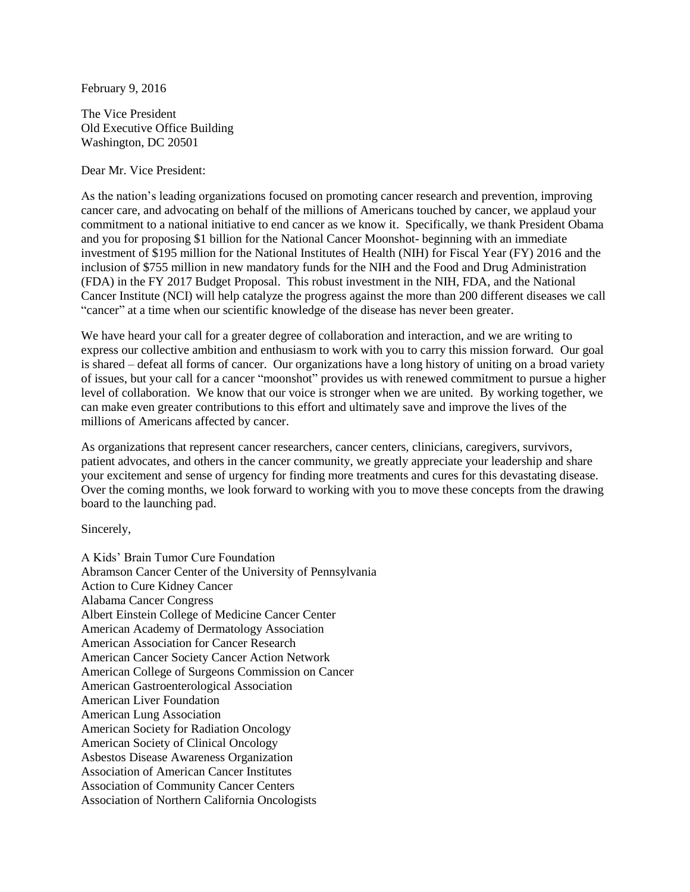February 9, 2016

The Vice President
Old Executive Office Building
Washington, DC 20501

Dear Mr. Vice President:

As the nation's leading organizations focused on promoting cancer research and prevention, improving cancer care, and advocating on behalf of the millions of Americans touched by cancer, we applaud your commitment to a national initiative to end cancer as we know it. Specifically, we thank President Obama and you for proposing $1 billion for the National Cancer Moonshot- beginning with an immediate investment of $195 million for the National Institutes of Health (NIH) for Fiscal Year (FY) 2016 and the inclusion of $755 million in new mandatory funds for the NIH and the Food and Drug Administration (FDA) in the FY 2017 Budget Proposal. This robust investment in the NIH, FDA, and the National Cancer Institute (NCI) will help catalyze the progress against the more than 200 different diseases we call "cancer" at a time when our scientific knowledge of the disease has never been greater.

We have heard your call for a greater degree of collaboration and interaction, and we are writing to express our collective ambition and enthusiasm to work with you to carry this mission forward. Our goal is shared – defeat all forms of cancer. Our organizations have a long history of uniting on a broad variety of issues, but your call for a cancer "moonshot" provides us with renewed commitment to pursue a higher level of collaboration. We know that our voice is stronger when we are united. By working together, we can make even greater contributions to this effort and ultimately save and improve the lives of the millions of Americans affected by cancer.

As organizations that represent cancer researchers, cancer centers, clinicians, caregivers, survivors, patient advocates, and others in the cancer community, we greatly appreciate your leadership and share your excitement and sense of urgency for finding more treatments and cures for this devastating disease. Over the coming months, we look forward to working with you to move these concepts from the drawing board to the launching pad.

Sincerely,

A Kids' Brain Tumor Cure Foundation
Abramson Cancer Center of the University of Pennsylvania
Action to Cure Kidney Cancer
Alabama Cancer Congress
Albert Einstein College of Medicine Cancer Center
American Academy of Dermatology Association
American Association for Cancer Research
American Cancer Society Cancer Action Network
American College of Surgeons Commission on Cancer
American Gastroenterological Association
American Liver Foundation
American Lung Association
American Society for Radiation Oncology
American Society of Clinical Oncology
Asbestos Disease Awareness Organization
Association of American Cancer Institutes
Association of Community Cancer Centers
Association of Northern California Oncologists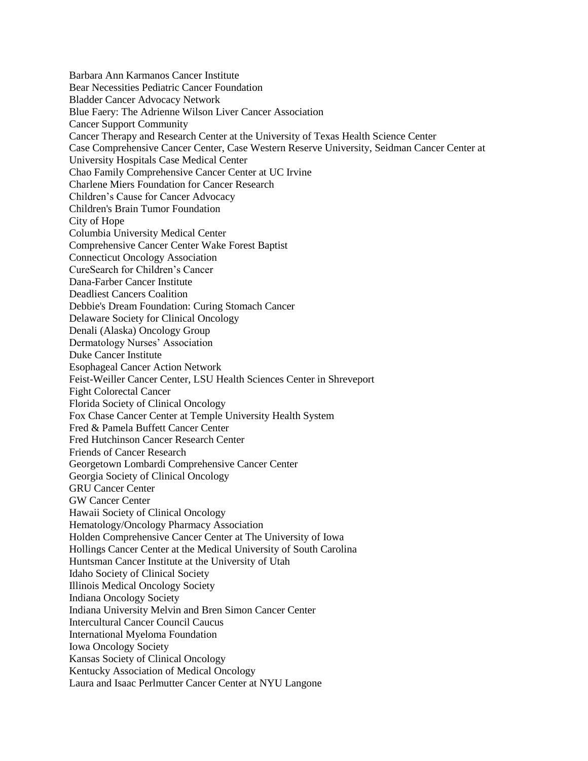Barbara Ann Karmanos Cancer Institute
Bear Necessities Pediatric Cancer Foundation
Bladder Cancer Advocacy Network
Blue Faery: The Adrienne Wilson Liver Cancer Association
Cancer Support Community
Cancer Therapy and Research Center at the University of Texas Health Science Center
Case Comprehensive Cancer Center, Case Western Reserve University, Seidman Cancer Center at University Hospitals Case Medical Center
Chao Family Comprehensive Cancer Center at UC Irvine
Charlene Miers Foundation for Cancer Research
Children's Cause for Cancer Advocacy
Children's Brain Tumor Foundation
City of Hope
Columbia University Medical Center
Comprehensive Cancer Center Wake Forest Baptist
Connecticut Oncology Association
CureSearch for Children's Cancer
Dana-Farber Cancer Institute
Deadliest Cancers Coalition
Debbie's Dream Foundation: Curing Stomach Cancer
Delaware Society for Clinical Oncology
Denali (Alaska) Oncology Group
Dermatology Nurses' Association
Duke Cancer Institute
Esophageal Cancer Action Network
Feist-Weiller Cancer Center, LSU Health Sciences Center in Shreveport
Fight Colorectal Cancer
Florida Society of Clinical Oncology
Fox Chase Cancer Center at Temple University Health System
Fred & Pamela Buffett Cancer Center
Fred Hutchinson Cancer Research Center
Friends of Cancer Research
Georgetown Lombardi Comprehensive Cancer Center
Georgia Society of Clinical Oncology
GRU Cancer Center
GW Cancer Center
Hawaii Society of Clinical Oncology
Hematology/Oncology Pharmacy Association
Holden Comprehensive Cancer Center at The University of Iowa
Hollings Cancer Center at the Medical University of South Carolina
Huntsman Cancer Institute at the University of Utah
Idaho Society of Clinical Society
Illinois Medical Oncology Society
Indiana Oncology Society
Indiana University Melvin and Bren Simon Cancer Center
Intercultural Cancer Council Caucus
International Myeloma Foundation
Iowa Oncology Society
Kansas Society of Clinical Oncology
Kentucky Association of Medical Oncology
Laura and Isaac Perlmutter Cancer Center at NYU Langone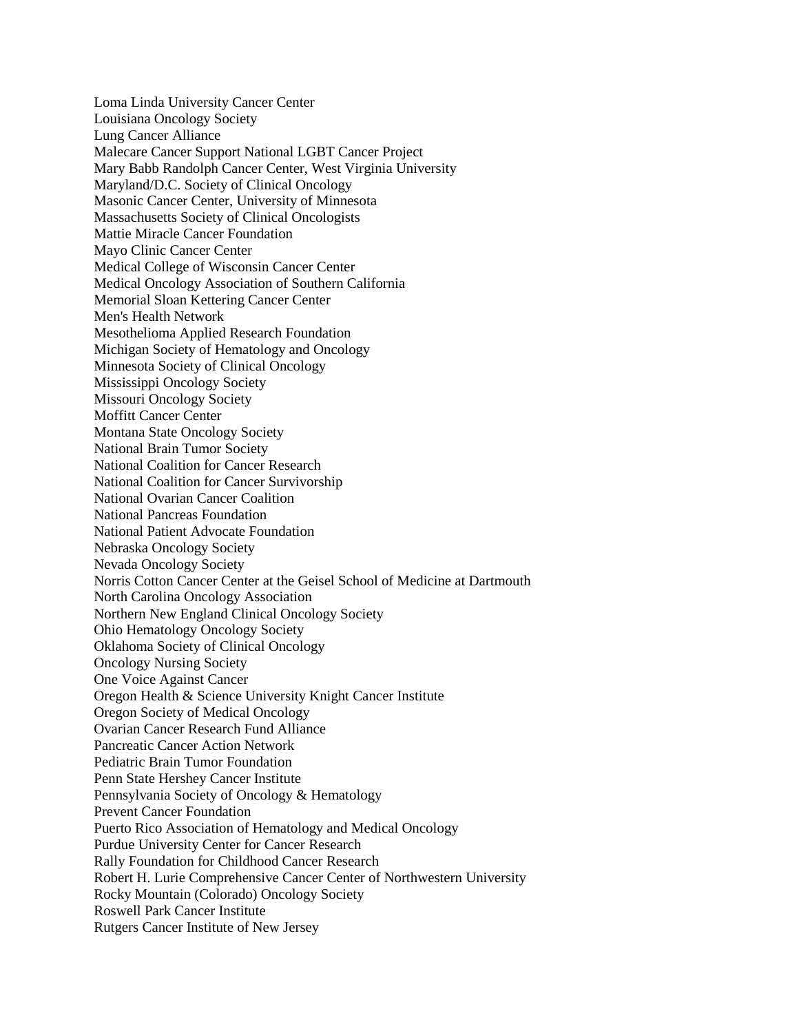Loma Linda University Cancer Center
Louisiana Oncology Society
Lung Cancer Alliance
Malecare Cancer Support National LGBT Cancer Project
Mary Babb Randolph Cancer Center, West Virginia University
Maryland/D.C. Society of Clinical Oncology
Masonic Cancer Center, University of Minnesota
Massachusetts Society of Clinical Oncologists
Mattie Miracle Cancer Foundation
Mayo Clinic Cancer Center
Medical College of Wisconsin Cancer Center
Medical Oncology Association of Southern California
Memorial Sloan Kettering Cancer Center
Men's Health Network
Mesothelioma Applied Research Foundation
Michigan Society of Hematology and Oncology
Minnesota Society of Clinical Oncology
Mississippi Oncology Society
Missouri Oncology Society
Moffitt Cancer Center
Montana State Oncology Society
National Brain Tumor Society
National Coalition for Cancer Research
National Coalition for Cancer Survivorship
National Ovarian Cancer Coalition
National Pancreas Foundation
National Patient Advocate Foundation
Nebraska Oncology Society
Nevada Oncology Society
Norris Cotton Cancer Center at the Geisel School of Medicine at Dartmouth
North Carolina Oncology Association
Northern New England Clinical Oncology Society
Ohio Hematology Oncology Society
Oklahoma Society of Clinical Oncology
Oncology Nursing Society
One Voice Against Cancer
Oregon Health & Science University Knight Cancer Institute
Oregon Society of Medical Oncology
Ovarian Cancer Research Fund Alliance
Pancreatic Cancer Action Network
Pediatric Brain Tumor Foundation
Penn State Hershey Cancer Institute
Pennsylvania Society of Oncology & Hematology
Prevent Cancer Foundation
Puerto Rico Association of Hematology and Medical Oncology
Purdue University Center for Cancer Research
Rally Foundation for Childhood Cancer Research
Robert H. Lurie Comprehensive Cancer Center of Northwestern University
Rocky Mountain (Colorado) Oncology Society
Roswell Park Cancer Institute
Rutgers Cancer Institute of New Jersey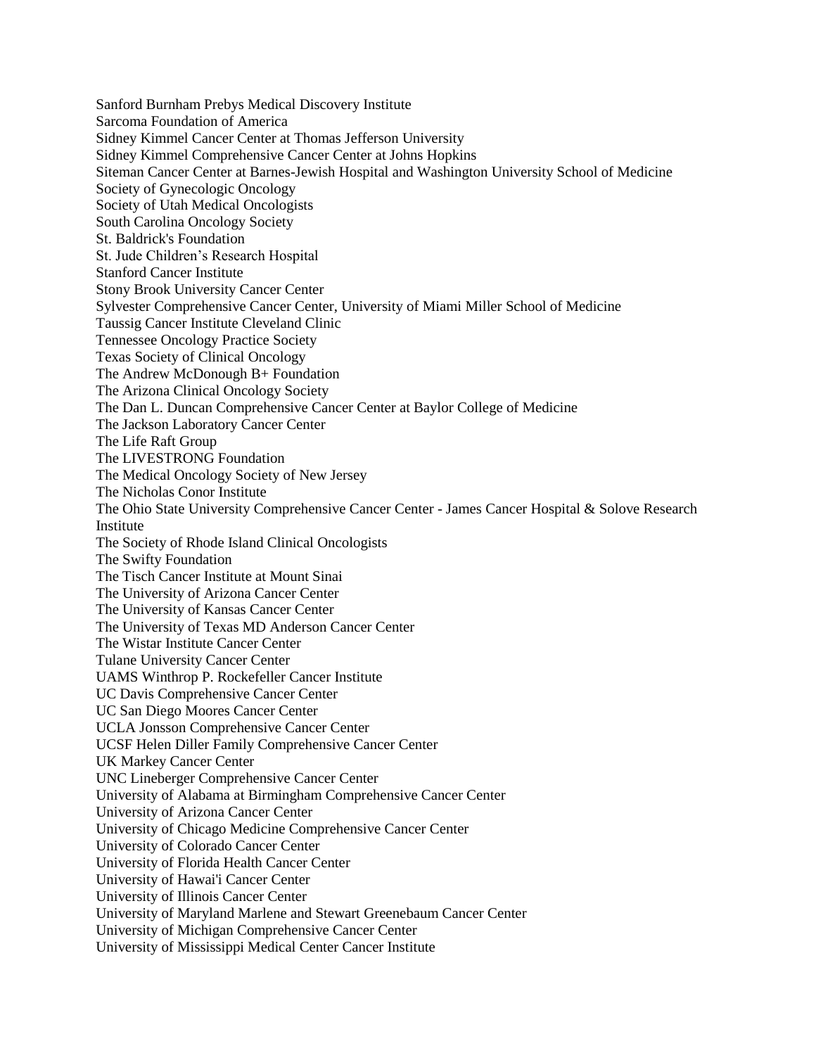Sanford Burnham Prebys Medical Discovery Institute
Sarcoma Foundation of America
Sidney Kimmel Cancer Center at Thomas Jefferson University
Sidney Kimmel Comprehensive Cancer Center at Johns Hopkins
Siteman Cancer Center at Barnes-Jewish Hospital and Washington University School of Medicine
Society of Gynecologic Oncology
Society of Utah Medical Oncologists
South Carolina Oncology Society
St. Baldrick's Foundation
St. Jude Children's Research Hospital
Stanford Cancer Institute
Stony Brook University Cancer Center
Sylvester Comprehensive Cancer Center, University of Miami Miller School of Medicine
Taussig Cancer Institute Cleveland Clinic
Tennessee Oncology Practice Society
Texas Society of Clinical Oncology
The Andrew McDonough B+ Foundation
The Arizona Clinical Oncology Society
The Dan L. Duncan Comprehensive Cancer Center at Baylor College of Medicine
The Jackson Laboratory Cancer Center
The Life Raft Group
The LIVESTRONG Foundation
The Medical Oncology Society of New Jersey
The Nicholas Conor Institute
The Ohio State University Comprehensive Cancer Center - James Cancer Hospital & Solove Research Institute
The Society of Rhode Island Clinical Oncologists
The Swifty Foundation
The Tisch Cancer Institute at Mount Sinai
The University of Arizona Cancer Center
The University of Kansas Cancer Center
The University of Texas MD Anderson Cancer Center
The Wistar Institute Cancer Center
Tulane University Cancer Center
UAMS Winthrop P. Rockefeller Cancer Institute
UC Davis Comprehensive Cancer Center
UC San Diego Moores Cancer Center
UCLA Jonsson Comprehensive Cancer Center
UCSF Helen Diller Family Comprehensive Cancer Center
UK Markey Cancer Center
UNC Lineberger Comprehensive Cancer Center
University of Alabama at Birmingham Comprehensive Cancer Center
University of Arizona Cancer Center
University of Chicago Medicine Comprehensive Cancer Center
University of Colorado Cancer Center
University of Florida Health Cancer Center
University of Hawai'i Cancer Center
University of Illinois Cancer Center
University of Maryland Marlene and Stewart Greenebaum Cancer Center
University of Michigan Comprehensive Cancer Center
University of Mississippi Medical Center Cancer Institute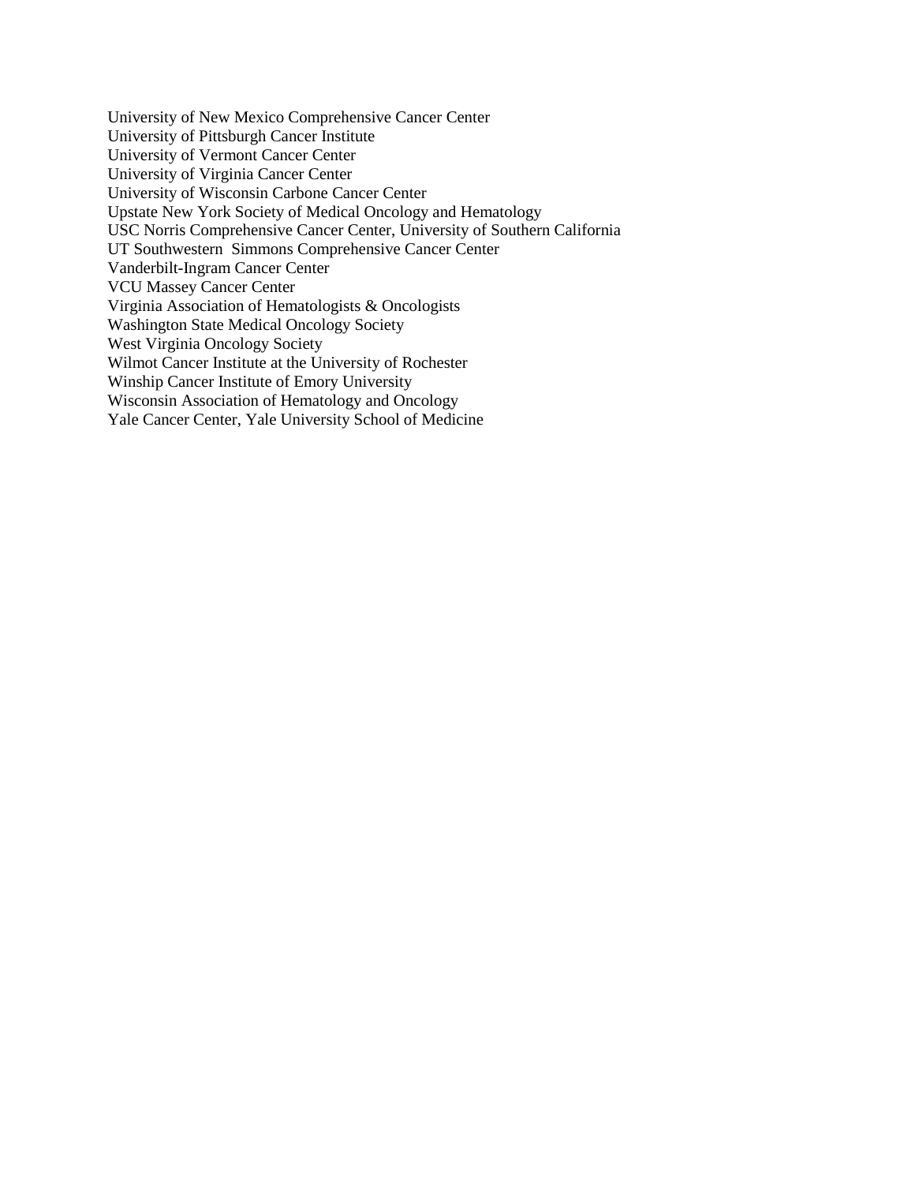University of New Mexico Comprehensive Cancer Center
University of Pittsburgh Cancer Institute
University of Vermont Cancer Center
University of Virginia Cancer Center
University of Wisconsin Carbone Cancer Center
Upstate New York Society of Medical Oncology and Hematology
USC Norris Comprehensive Cancer Center, University of Southern California
UT Southwestern Simmons Comprehensive Cancer Center
Vanderbilt-Ingram Cancer Center
VCU Massey Cancer Center
Virginia Association of Hematologists & Oncologists
Washington State Medical Oncology Society
West Virginia Oncology Society
Wilmot Cancer Institute at the University of Rochester
Winship Cancer Institute of Emory University
Wisconsin Association of Hematology and Oncology
Yale Cancer Center, Yale University School of Medicine